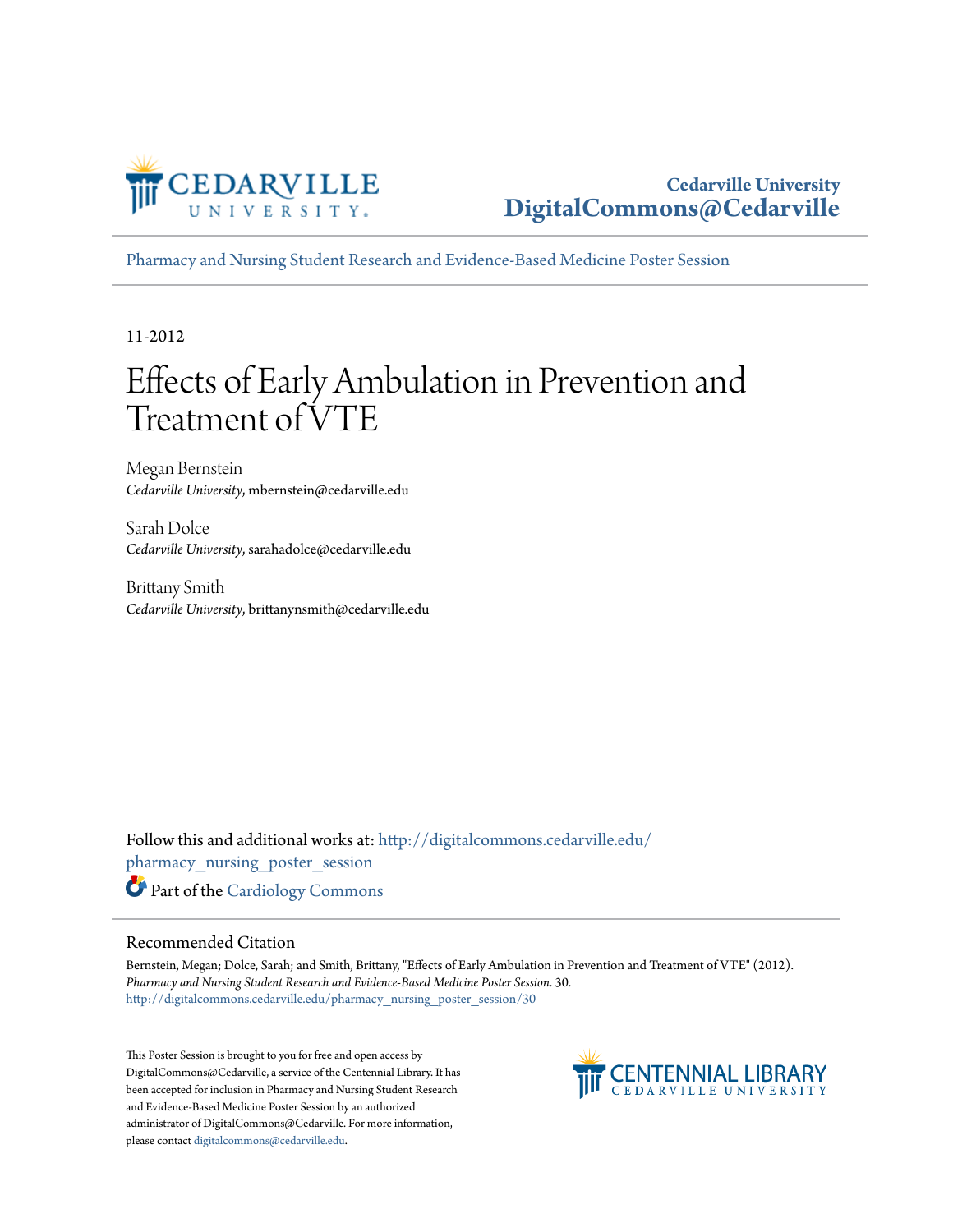Cedarville University
DigitalCommons@Cedarville

Pharmacy and Nursing Student Research and Evidence-Based Medicine Poster Session

11-2012

# Effects of Early Ambulation in Prevention and Treatment of VTE

Megan Bernstein
*Cedarville University*, mbernstein@cedarville.edu

Sarah Dolce
*Cedarville University*, sarahadolce@cedarville.edu

Brittany Smith
*Cedarville University*, brittanynsmith@cedarville.edu

Follow this and additional works at: http://digitalcommons.cedarville.edu/pharmacy_nursing_poster_session

Part of the Cardiology Commons

## Recommended Citation

Bernstein, Megan; Dolce, Sarah; and Smith, Brittany, "Effects of Early Ambulation in Prevention and Treatment of VTE" (2012). *Pharmacy and Nursing Student Research and Evidence-Based Medicine Poster Session*. 30.
http://digitalcommons.cedarville.edu/pharmacy_nursing_poster_session/30

This Poster Session is brought to you for free and open access by DigitalCommons@Cedarville, a service of the Centennial Library. It has been accepted for inclusion in Pharmacy and Nursing Student Research and Evidence-Based Medicine Poster Session by an authorized administrator of DigitalCommons@Cedarville. For more information, please contact digitalcommons@cedarville.edu.

CENTENNIAL LIBRARY
CEDARVILLE UNIVERSITY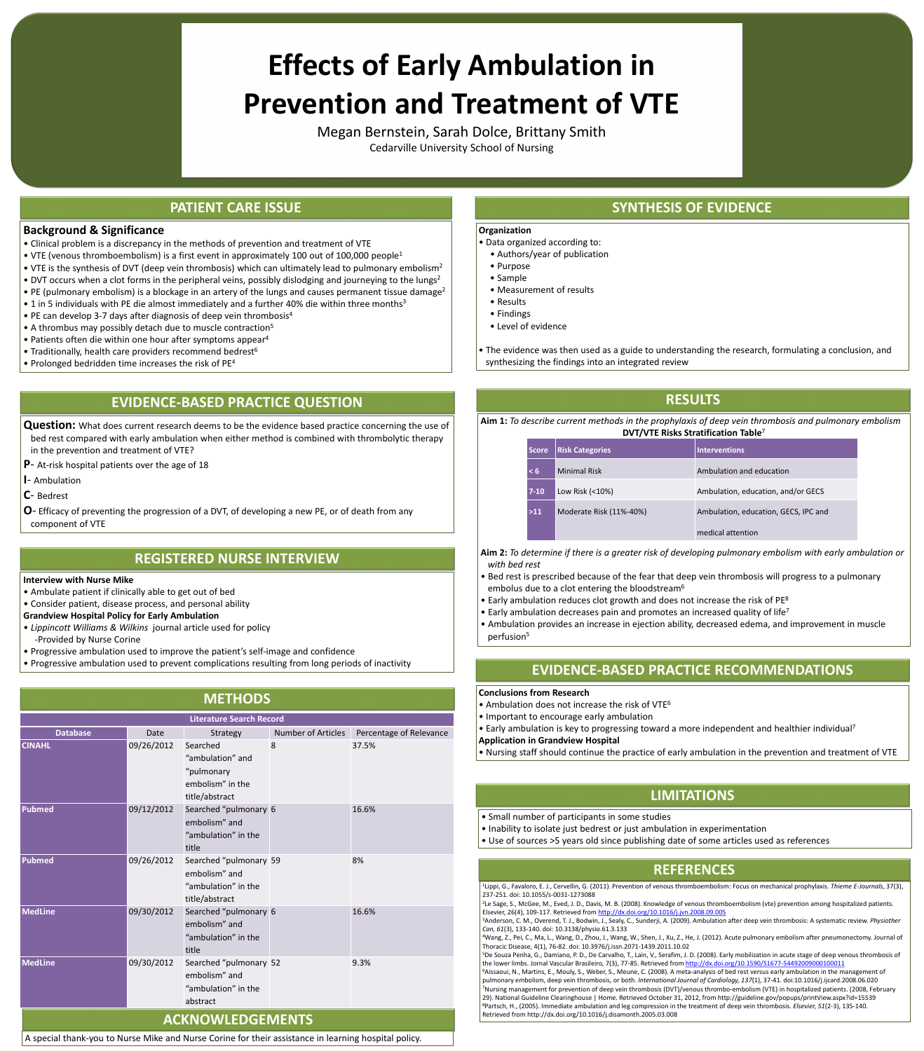# Effects of Early Ambulation in Prevention and Treatment of VTE

Megan Bernstein, Sarah Dolce, Brittany Smith

Cedarville University School of Nursing

## PATIENT CARE ISSUE

### Background & Significance

- Clinical problem is a discrepancy in the methods of prevention and treatment of VTE
- VTE (venous thromboembolism) is a first event in approximately 100 out of 100,000 people[1]
- VTE is the synthesis of DVT (deep vein thrombosis) which can ultimately lead to pulmonary embolism[2]
- DVT occurs when a clot forms in the peripheral veins, possibly dislodging and journeying to the lungs[2]
- PE (pulmonary embolism) is a blockage in an artery of the lungs and causes permanent tissue damage[2]
- 1 in 5 individuals with PE die almost immediately and a further 40% die within three months[3]
- PE can develop 3-7 days after diagnosis of deep vein thrombosis[4]
- A thrombus may possibly detach due to muscle contraction[5]
- Patients often die within one hour after symptoms appear[4]
- Traditionally, health care providers recommend bedrest[6]
- Prolonged bedridden time increases the risk of PE[4]

## EVIDENCE-BASED PRACTICE QUESTION

**Question:** What does current research deems to be the evidence based practice concerning the use of bed rest compared with early ambulation when either method is combined with thrombolytic therapy in the prevention and treatment of VTE?

**P**- At-risk hospital patients over the age of 18

**I**- Ambulation

**C**- Bedrest

**O**- Efficacy of preventing the progression of a DVT, of developing a new PE, or of death from any component of VTE

## REGISTERED NURSE INTERVIEW

**Interview with Nurse Mike**

- Ambulate patient if clinically able to get out of bed
- Consider patient, disease process, and personal ability

**Grandview Hospital Policy for Early Ambulation**

- *Lippincott Williams & Wilkins* journal article used for policy
  - Provided by Nurse Corine
- Progressive ambulation used to improve the patient's self-image and confidence
- Progressive ambulation used to prevent complications resulting from long periods of inactivity

## METHODS

**Literature Search Record**

| Database | Date | Strategy | Number of Articles | Percentage of Relevance |
|---|---|---|---|---|
| CINAHL | 09/26/2012 | Searched "ambulation" and "pulmonary embolism" in the title/abstract | 8 | 37.5% |
| Pubmed | 09/12/2012 | Searched "pulmonary embolism" and "ambulation" in the title | 6 | 16.6% |
| Pubmed | 09/26/2012 | Searched "pulmonary embolism" and "ambulation" in the title/abstract | 59 | 8% |
| MedLine | 09/30/2012 | Searched "pulmonary embolism" and "ambulation" in the title | 6 | 16.6% |
| MedLine | 09/30/2012 | Searched "pulmonary embolism" and "ambulation" in the abstract | 52 | 9.3% |

## ACKNOWLEDGEMENTS

A special thank-you to Nurse Mike and Nurse Corine for their assistance in learning hospital policy.

## SYNTHESIS OF EVIDENCE

**Organization**

- Data organized according to:
  - Authors/year of publication
  - Purpose
  - Sample
  - Measurement of results
  - Results
  - Findings
  - Level of evidence
- The evidence was then used as a guide to understanding the research, formulating a conclusion, and synthesizing the findings into an integrated review

## RESULTS

**Aim 1:** *To describe current methods in the prophylaxis of deep vein thrombosis and pulmonary embolism*

**DVT/VTE Risks Stratification Table**[7]

| Score | Risk Categories | Interventions |
|---|---|---|
| < 6 | Minimal Risk | Ambulation and education |
| 7-10 | Low Risk (<10%) | Ambulation, education, and/or GECS |
| >11 | Moderate Risk (11%-40%) | Ambulation, education, GECS, IPC and medical attention |

**Aim 2:** *To determine if there is a greater risk of developing pulmonary embolism with early ambulation or with bed rest*

- Bed rest is prescribed because of the fear that deep vein thrombosis will progress to a pulmonary embolus due to a clot entering the bloodstream[6]
- Early ambulation reduces clot growth and does not increase the risk of PE[8]
- Early ambulation decreases pain and promotes an increased quality of life[7]
- Ambulation provides an increase in ejection ability, decreased edema, and improvement in muscle perfusion[5]

## EVIDENCE-BASED PRACTICE RECOMMENDATIONS

**Conclusions from Research**

- Ambulation does not increase the risk of VTE[6]
- Important to encourage early ambulation
- Early ambulation is key to progressing toward a more independent and healthier individual[7]

**Application in Grandview Hospital**

- Nursing staff should continue the practice of early ambulation in the prevention and treatment of VTE

## LIMITATIONS

- Small number of participants in some studies
- Inability to isolate just bedrest or just ambulation in experimentation
- Use of sources >5 years old since publishing date of some articles used as references

## REFERENCES

[1]Lippi, G., Favaloro, E. J., Cervellin, G. (2011). Prevention of venous thromboembolism: Focus on mechanical prophylaxis. *Thieme E-Journals*, 37(3), 237-251. doi: 10.1055/s-0031-1273088

[2]Le Sage, S., McGee, M., Eved, J. D., Davis, M. B. (2008). Knowledge of venous thromboembolism (vte) prevention among hospitalized patients. Elsevier, 26(4), 109-117. Retrieved from http://dx.doi.org/10.1016/j.jvn.2008.09.005

[3]Anderson, C. M., Overend, T. J., Bodwin, J., Sealy, C., Sunderji, A. (2009). Ambulation after deep vein thrombosis: A systematic review. *Physiother Can, 61*(3), 133-140. doi: 10.3138/physio.61.3.133

[4]Wang, Z., Pei, C., Ma, L., Wang, D., Zhou, J., Wang, W., Shen, J., Xu, Z., He, J. (2012). Acute pulmonary embolism after pneumonectomy. Journal of Thoracic Disease, 4(1), 76-82. doi: 10.3976/j.issn.2071-1439.2011.10.02

[5]De Souza Penha, G., Damiano, P. D., De Carvalho, T., Lain, V., Serafim, J. D. (2008). Early mobilization in acute stage of deep venous thrombosis of the lower limbs. Jornal Vascular Brasileiro, 7(3), 77-85. Retrieved from http://dx.doi.org/10.1590/S1677-54492009000100011

[6]Aissaoui, N., Martins, E., Mouly, S., Weber, S., Meune, C. (2008). A meta-analysis of bed rest versus early ambulation in the management of pulmonary embolism, deep vein thrombosis, or both. *International Journal of Cardiology, 137*(1), 37-41. doi:10.1016/j.ijcard.2008.06.020

[7]Nursing management for prevention of deep vein thrombosis (DVT)/venous thrombo-embolism (VTE) in hospitalized patients. (2008, February 29). National Guideline Clearinghouse | Home. Retrieved October 31, 2012, from http://guideline.gov/popups/printView.aspx?id=15539

[8]Partsch, H., (2005). Immediate ambulation and leg compression in the treatment of deep vein thrombosis. *Elsevier, 51*(2-3), 135-140. Retrieved from http://dx.doi.org/10.1016/j.disamonth.2005.03.008